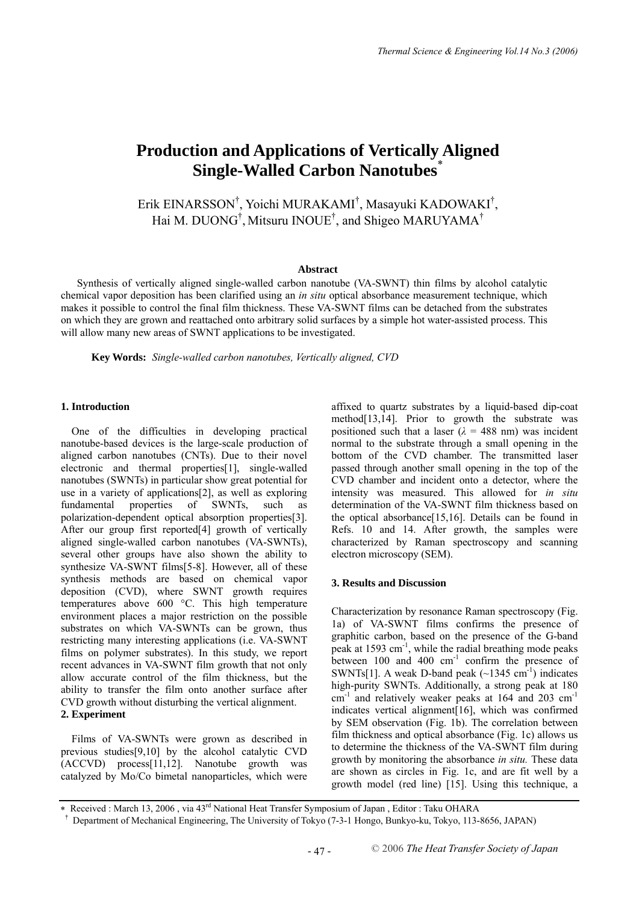# Production and Applications of Vertically Aligned Single-Walled Carbon Nanotubes*

Erik EINARSSON†, Yoichi MURAKAMI†, Masayuki KADOWAKI†, Hai M. DUONG†, Mitsuru INOUE†, and Shigeo MARUYAMA†

**Abstract**

Synthesis of vertically aligned single-walled carbon nanotube (VA-SWNT) thin films by alcohol catalytic chemical vapor deposition has been clarified using an *in situ* optical absorbance measurement technique, which makes it possible to control the final film thickness. These VA-SWNT films can be detached from the substrates on which they are grown and reattached onto arbitrary solid surfaces by a simple hot water-assisted process. This will allow many new areas of SWNT applications to be investigated.

**Key Words:** *Single-walled carbon nanotubes, Vertically aligned, CVD*

## 1. Introduction

One of the difficulties in developing practical nanotube-based devices is the large-scale production of aligned carbon nanotubes (CNTs). Due to their novel electronic and thermal properties[1], single-walled nanotubes (SWNTs) in particular show great potential for use in a variety of applications[2], as well as exploring fundamental properties of SWNTs, such as polarization-dependent optical absorption properties[3]. After our group first reported[4] growth of vertically aligned single-walled carbon nanotubes (VA-SWNTs), several other groups have also shown the ability to synthesize VA-SWNT films[5-8]. However, all of these synthesis methods are based on chemical vapor deposition (CVD), where SWNT growth requires temperatures above 600 °C. This high temperature environment places a major restriction on the possible substrates on which VA-SWNTs can be grown, thus restricting many interesting applications (i.e. VA-SWNT films on polymer substrates). In this study, we report recent advances in VA-SWNT film growth that not only allow accurate control of the film thickness, but the ability to transfer the film onto another surface after CVD growth without disturbing the vertical alignment.

## 2. Experiment

Films of VA-SWNTs were grown as described in previous studies[9,10] by the alcohol catalytic CVD (ACCVD) process[11,12]. Nanotube growth was catalyzed by Mo/Co bimetal nanoparticles, which were affixed to quartz substrates by a liquid-based dip-coat method[13,14]. Prior to growth the substrate was positioned such that a laser ($\lambda$ = 488 nm) was incident normal to the substrate through a small opening in the bottom of the CVD chamber. The transmitted laser passed through another small opening in the top of the CVD chamber and incident onto a detector, where the intensity was measured. This allowed for *in situ* determination of the VA-SWNT film thickness based on the optical absorbance[15,16]. Details can be found in Refs. 10 and 14. After growth, the samples were characterized by Raman spectroscopy and scanning electron microscopy (SEM).

## 3. Results and Discussion

Characterization by resonance Raman spectroscopy (Fig. 1a) of VA-SWNT films confirms the presence of graphitic carbon, based on the presence of the G-band peak at 1593 cm$^{-1}$, while the radial breathing mode peaks between 100 and 400 cm$^{-1}$ confirm the presence of SWNTs[1]. A weak D-band peak (~1345 cm$^{-1}$) indicates high-purity SWNTs. Additionally, a strong peak at 180 cm$^{-1}$ and relatively weaker peaks at 164 and 203 cm$^{-1}$ indicates vertical alignment[16], which was confirmed by SEM observation (Fig. 1b). The correlation between film thickness and optical absorbance (Fig. 1c) allows us to determine the thickness of the VA-SWNT film during growth by monitoring the absorbance *in situ.* These data are shown as circles in Fig. 1c, and are fit well by a growth model (red line) [15]. Using this technique, a

---

* Received : March 13, 2006 , via 43rd National Heat Transfer Symposium of Japan , Editor : Taku OHARA

† Department of Mechanical Engineering, The University of Tokyo (7-3-1 Hongo, Bunkyo-ku, Tokyo, 113-8656, JAPAN)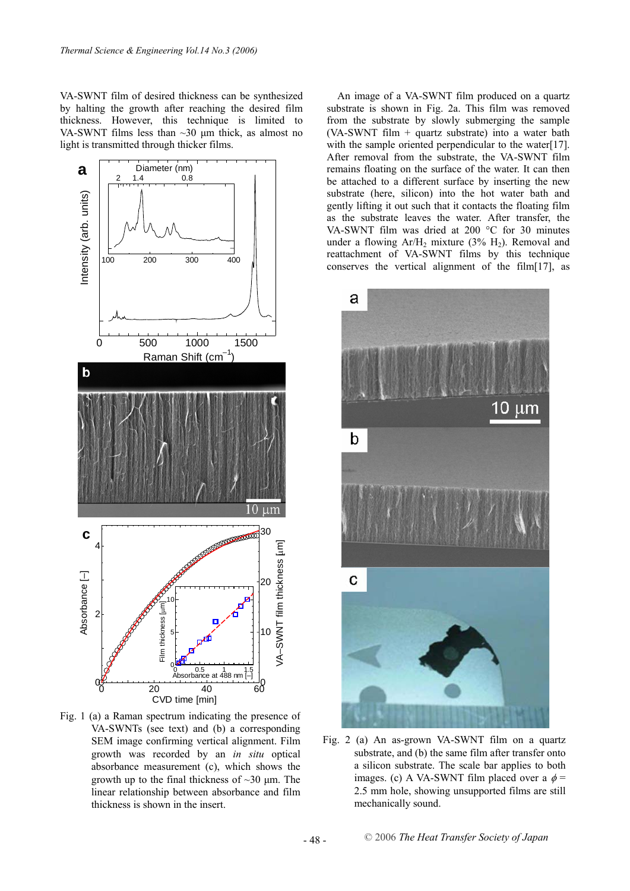VA-SWNT film of desired thickness can be synthesized by halting the growth after reaching the desired film thickness. However, this technique is limited to VA-SWNT films less than ~30 µm thick, as almost no light is transmitted through thicker films.

Fig. 1 (a) a Raman spectrum indicating the presence of VA-SWNTs (see text) and (b) a corresponding SEM image confirming vertical alignment. Film growth was recorded by an *in situ* optical absorbance measurement (c), which shows the growth up to the final thickness of ~30 µm. The linear relationship between absorbance and film thickness is shown in the insert.

An image of a VA-SWNT film produced on a quartz substrate is shown in Fig. 2a. This film was removed from the substrate by slowly submerging the sample (VA-SWNT film + quartz substrate) into a water bath with the sample oriented perpendicular to the water[17]. After removal from the substrate, the VA-SWNT film remains floating on the surface of the water. It can then be attached to a different surface by inserting the new substrate (here, silicon) into the hot water bath and gently lifting it out such that it contacts the floating film as the substrate leaves the water. After transfer, the VA-SWNT film was dried at 200 °C for 30 minutes under a flowing $Ar/H_2$ mixture (3% $H_2$). Removal and reattachment of VA-SWNT films by this technique conserves the vertical alignment of the film[17], as

Fig. 2 (a) An as-grown VA-SWNT film on a quartz substrate, and (b) the same film after transfer onto a silicon substrate. The scale bar applies to both images. (c) A VA-SWNT film placed over a $\phi$ = 2.5 mm hole, showing unsupported films are still mechanically sound.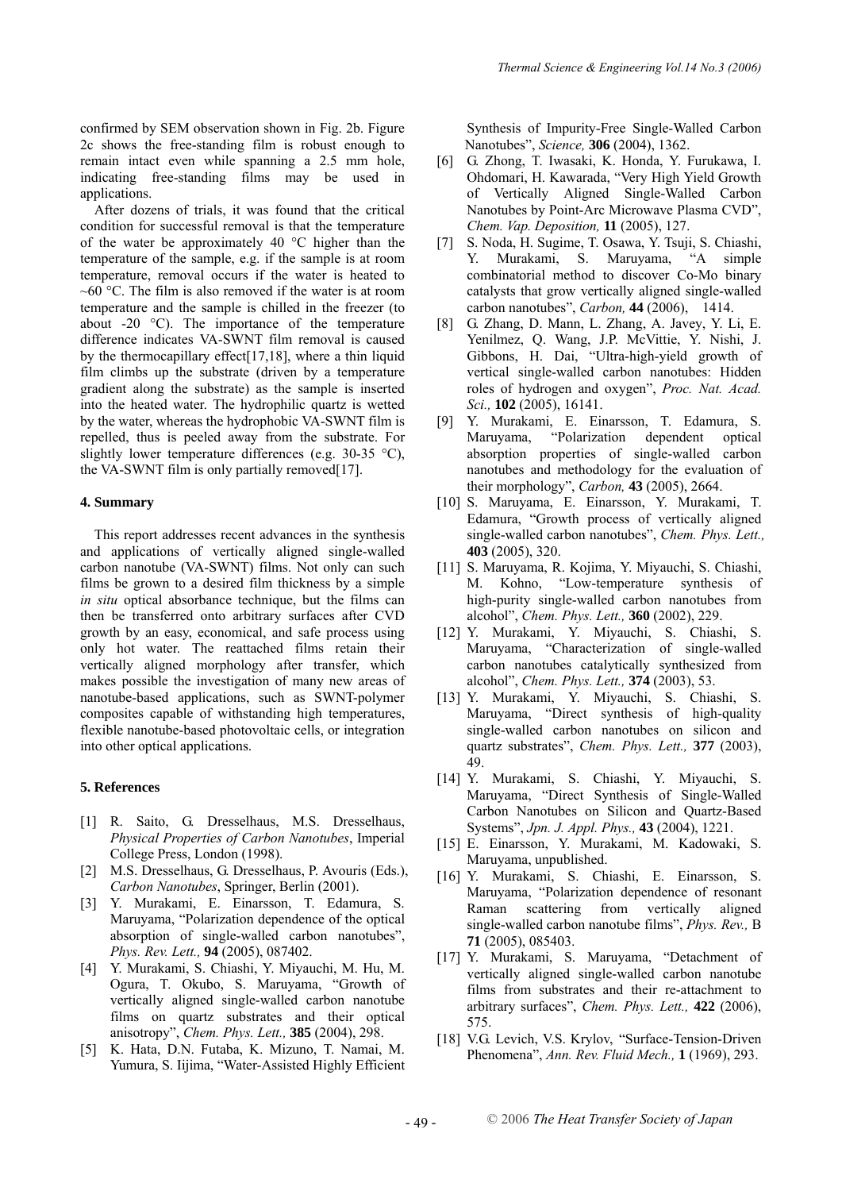confirmed by SEM observation shown in Fig. 2b. Figure 2c shows the free-standing film is robust enough to remain intact even while spanning a 2.5 mm hole, indicating free-standing films may be used in applications.

After dozens of trials, it was found that the critical condition for successful removal is that the temperature of the water be approximately 40 °C higher than the temperature of the sample, e.g. if the sample is at room temperature, removal occurs if the water is heated to ~60 °C. The film is also removed if the water is at room temperature and the sample is chilled in the freezer (to about -20 °C). The importance of the temperature difference indicates VA-SWNT film removal is caused by the thermocapillary effect[17,18], where a thin liquid film climbs up the substrate (driven by a temperature gradient along the substrate) as the sample is inserted into the heated water. The hydrophilic quartz is wetted by the water, whereas the hydrophobic VA-SWNT film is repelled, thus is peeled away from the substrate. For slightly lower temperature differences (e.g. 30-35 °C), the VA-SWNT film is only partially removed[17].

## 4. Summary

This report addresses recent advances in the synthesis and applications of vertically aligned single-walled carbon nanotube (VA-SWNT) films. Not only can such films be grown to a desired film thickness by a simple *in situ* optical absorbance technique, but the films can then be transferred onto arbitrary surfaces after CVD growth by an easy, economical, and safe process using only hot water. The reattached films retain their vertically aligned morphology after transfer, which makes possible the investigation of many new areas of nanotube-based applications, such as SWNT-polymer composites capable of withstanding high temperatures, flexible nanotube-based photovoltaic cells, or integration into other optical applications.

## 5. References

[1] R. Saito, G. Dresselhaus, M.S. Dresselhaus, *Physical Properties of Carbon Nanotubes*, Imperial College Press, London (1998).

[2] M.S. Dresselhaus, G. Dresselhaus, P. Avouris (Eds.), *Carbon Nanotubes*, Springer, Berlin (2001).

[3] Y. Murakami, E. Einarsson, T. Edamura, S. Maruyama, "Polarization dependence of the optical absorption of single-walled carbon nanotubes", *Phys. Rev. Lett.,* **94** (2005), 087402.

[4] Y. Murakami, S. Chiashi, Y. Miyauchi, M. Hu, M. Ogura, T. Okubo, S. Maruyama, "Growth of vertically aligned single-walled carbon nanotube films on quartz substrates and their optical anisotropy", *Chem. Phys. Lett.,* **385** (2004), 298.

[5] K. Hata, D.N. Futaba, K. Mizuno, T. Namai, M. Yumura, S. Iijima, "Water-Assisted Highly Efficient Synthesis of Impurity-Free Single-Walled Carbon Nanotubes", *Science,* **306** (2004), 1362.

[6] G. Zhong, T. Iwasaki, K. Honda, Y. Furukawa, I. Ohdomari, H. Kawarada, "Very High Yield Growth of Vertically Aligned Single-Walled Carbon Nanotubes by Point-Arc Microwave Plasma CVD", *Chem. Vap. Deposition,* **11** (2005), 127.

[7] S. Noda, H. Sugime, T. Osawa, Y. Tsuji, S. Chiashi, Y. Murakami, S. Maruyama, "A simple combinatorial method to discover Co-Mo binary catalysts that grow vertically aligned single-walled carbon nanotubes", *Carbon,* **44** (2006), 1414.

[8] G. Zhang, D. Mann, L. Zhang, A. Javey, Y. Li, E. Yenilmez, Q. Wang, J.P. McVittie, Y. Nishi, J. Gibbons, H. Dai, "Ultra-high-yield growth of vertical single-walled carbon nanotubes: Hidden roles of hydrogen and oxygen", *Proc. Nat. Acad. Sci.,* **102** (2005), 16141.

[9] Y. Murakami, E. Einarsson, T. Edamura, S. Maruyama, "Polarization dependent optical absorption properties of single-walled carbon nanotubes and methodology for the evaluation of their morphology", *Carbon,* **43** (2005), 2664.

[10] S. Maruyama, E. Einarsson, Y. Murakami, T. Edamura, "Growth process of vertically aligned single-walled carbon nanotubes", *Chem. Phys. Lett.,* **403** (2005), 320.

[11] S. Maruyama, R. Kojima, Y. Miyauchi, S. Chiashi, M. Kohno, "Low-temperature synthesis of high-purity single-walled carbon nanotubes from alcohol", *Chem. Phys. Lett.,* **360** (2002), 229.

[12] Y. Murakami, Y. Miyauchi, S. Chiashi, S. Maruyama, "Characterization of single-walled carbon nanotubes catalytically synthesized from alcohol", *Chem. Phys. Lett.,* **374** (2003), 53.

[13] Y. Murakami, Y. Miyauchi, S. Chiashi, S. Maruyama, "Direct synthesis of high-quality single-walled carbon nanotubes on silicon and quartz substrates", *Chem. Phys. Lett.,* **377** (2003), 49.

[14] Y. Murakami, S. Chiashi, Y. Miyauchi, S. Maruyama, "Direct Synthesis of Single-Walled Carbon Nanotubes on Silicon and Quartz-Based Systems", *Jpn. J. Appl. Phys.,* **43** (2004), 1221.

[15] E. Einarsson, Y. Murakami, M. Kadowaki, S. Maruyama, unpublished.

[16] Y. Murakami, S. Chiashi, E. Einarsson, S. Maruyama, "Polarization dependence of resonant Raman scattering from vertically aligned single-walled carbon nanotube films", *Phys. Rev.,* B **71** (2005), 085403.

[17] Y. Murakami, S. Maruyama, "Detachment of vertically aligned single-walled carbon nanotube films from substrates and their re-attachment to arbitrary surfaces", *Chem. Phys. Lett.,* **422** (2006), 575.

[18] V.G. Levich, V.S. Krylov, "Surface-Tension-Driven Phenomena", *Ann. Rev. Fluid Mech.,* **1** (1969), 293.